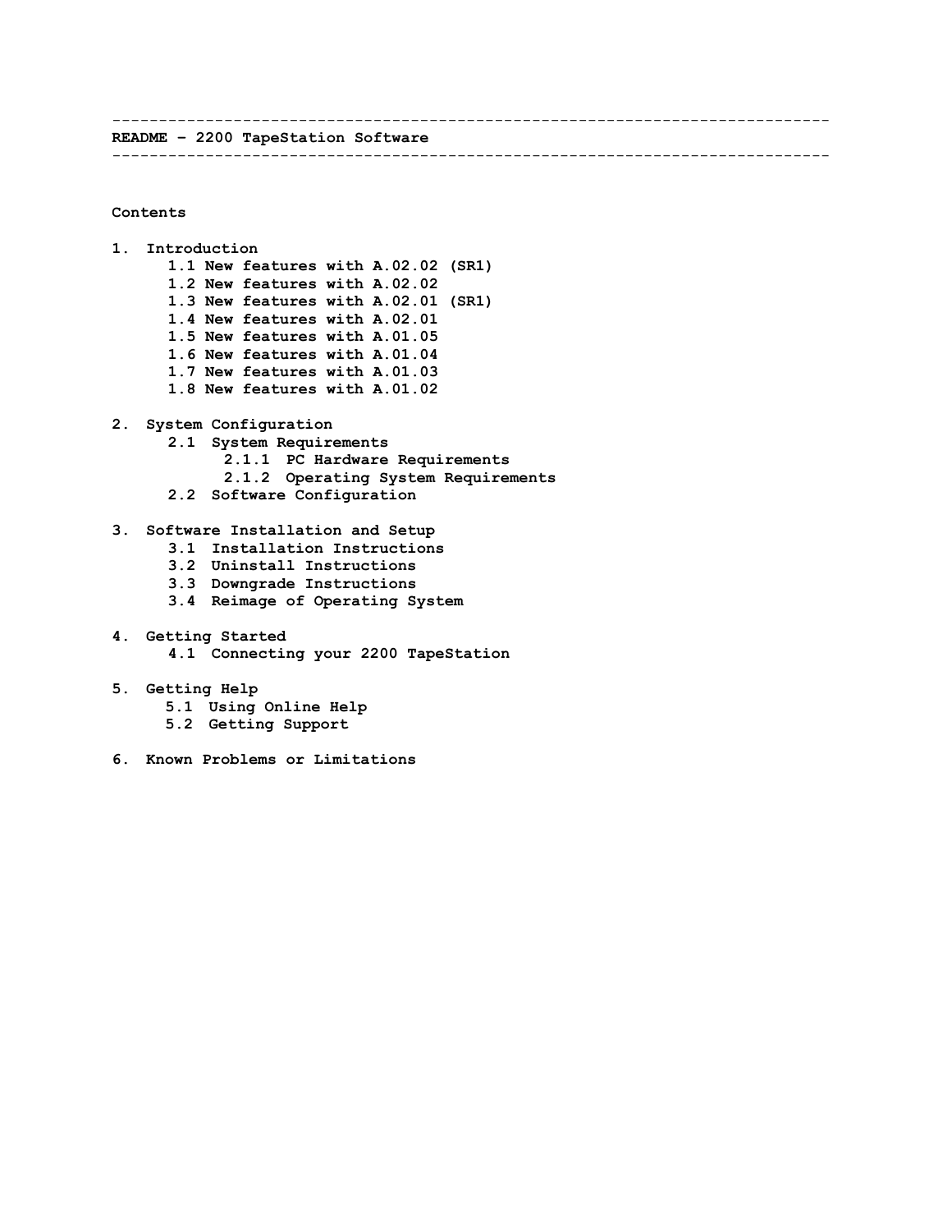---

# README – 2200 TapeStation Software

---

**Contents**

1. Introduction
   - 1.1 New features with A.02.02 (SR1)
   - 1.2 New features with A.02.02
   - 1.3 New features with A.02.01 (SR1)
   - 1.4 New features with A.02.01
   - 1.5 New features with A.01.05
   - 1.6 New features with A.01.04
   - 1.7 New features with A.01.03
   - 1.8 New features with A.01.02

2. System Configuration
   - 2.1 System Requirements
     - 2.1.1 PC Hardware Requirements
     - 2.1.2 Operating System Requirements
   - 2.2 Software Configuration

3. Software Installation and Setup
   - 3.1 Installation Instructions
   - 3.2 Uninstall Instructions
   - 3.3 Downgrade Instructions
   - 3.4 Reimage of Operating System

4. Getting Started
   - 4.1 Connecting your 2200 TapeStation

5. Getting Help
   - 5.1 Using Online Help
   - 5.2 Getting Support

6. Known Problems or Limitations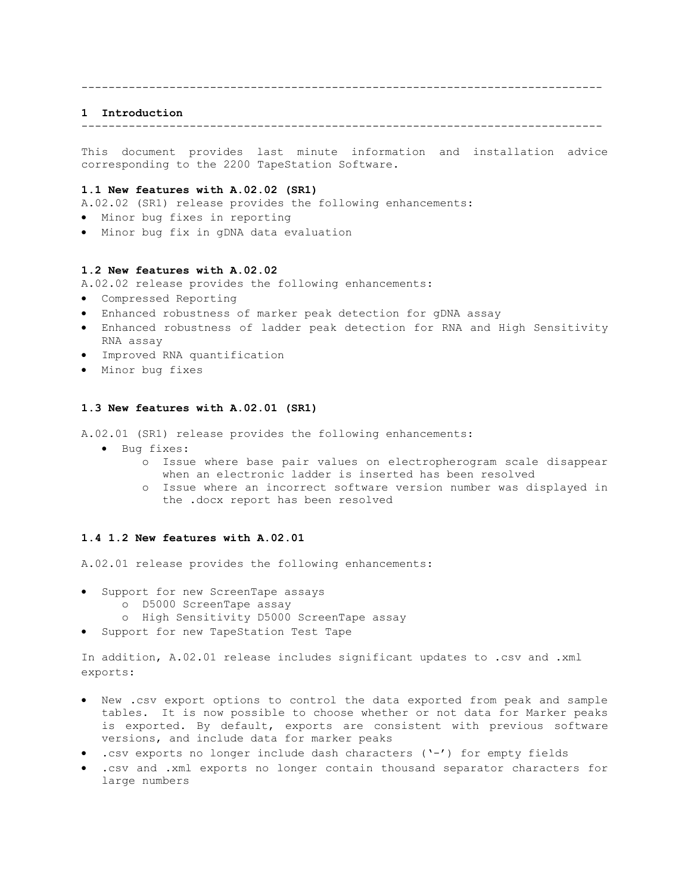---

## 1 Introduction

---

This document provides last minute information and installation advice corresponding to the 2200 TapeStation Software.

### 1.1 New features with A.02.02 (SR1)

A.02.02 (SR1) release provides the following enhancements:

- Minor bug fixes in reporting
- Minor bug fix in gDNA data evaluation

### 1.2 New features with A.02.02

A.02.02 release provides the following enhancements:

- Compressed Reporting
- Enhanced robustness of marker peak detection for gDNA assay
- Enhanced robustness of ladder peak detection for RNA and High Sensitivity RNA assay
- Improved RNA quantification
- Minor bug fixes

### 1.3 New features with A.02.01 (SR1)

A.02.01 (SR1) release provides the following enhancements:

- Bug fixes:
  - Issue where base pair values on electropherogram scale disappear when an electronic ladder is inserted has been resolved
  - Issue where an incorrect software version number was displayed in the .docx report has been resolved

### 1.4 1.2 New features with A.02.01

A.02.01 release provides the following enhancements:

- Support for new ScreenTape assays
  - D5000 ScreenTape assay
  - High Sensitivity D5000 ScreenTape assay
- Support for new TapeStation Test Tape

In addition, A.02.01 release includes significant updates to .csv and .xml exports:

- New .csv export options to control the data exported from peak and sample tables. It is now possible to choose whether or not data for Marker peaks is exported. By default, exports are consistent with previous software versions, and include data for marker peaks
- .csv exports no longer include dash characters ('-') for empty fields
- .csv and .xml exports no longer contain thousand separator characters for large numbers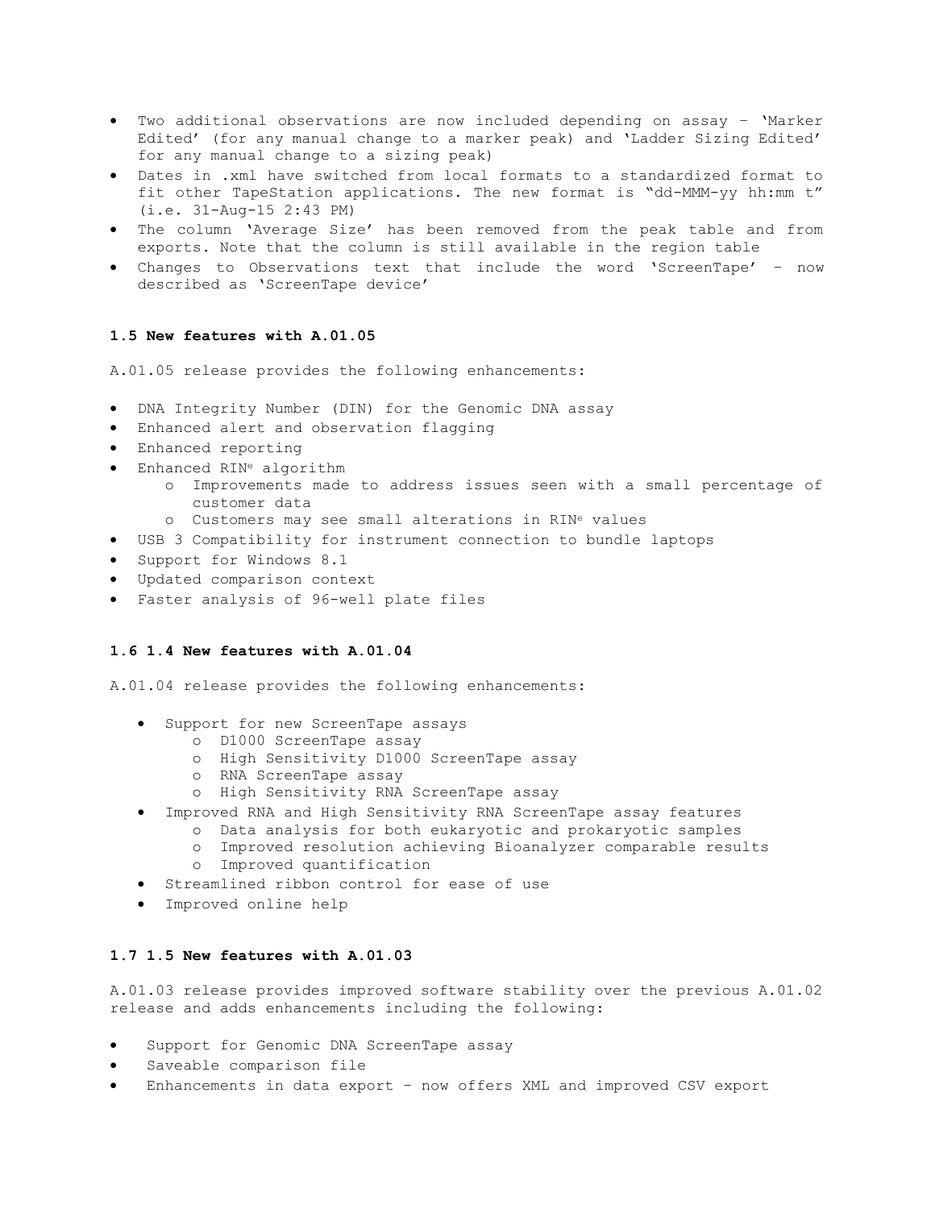- Two additional observations are now included depending on assay – 'Marker Edited' (for any manual change to a marker peak) and 'Ladder Sizing Edited' for any manual change to a sizing peak)
- Dates in .xml have switched from local formats to a standardized format to fit other TapeStation applications. The new format is "dd-MMM-yy hh:mm t" (i.e. 31-Aug-15 2:43 PM)
- The column 'Average Size' has been removed from the peak table and from exports. Note that the column is still available in the region table
- Changes to Observations text that include the word 'ScreenTape' – now described as 'ScreenTape device'

### 1.5 New features with A.01.05

A.01.05 release provides the following enhancements:

- DNA Integrity Number (DIN) for the Genomic DNA assay
- Enhanced alert and observation flagging
- Enhanced reporting
- Enhanced RIN[e] algorithm
  - Improvements made to address issues seen with a small percentage of customer data
  - Customers may see small alterations in RIN[e] values
- USB 3 Compatibility for instrument connection to bundle laptops
- Support for Windows 8.1
- Updated comparison context
- Faster analysis of 96-well plate files

### 1.6 1.4 New features with A.01.04

A.01.04 release provides the following enhancements:

- Support for new ScreenTape assays
  - D1000 ScreenTape assay
  - High Sensitivity D1000 ScreenTape assay
  - RNA ScreenTape assay
  - High Sensitivity RNA ScreenTape assay
- Improved RNA and High Sensitivity RNA ScreenTape assay features
  - Data analysis for both eukaryotic and prokaryotic samples
  - Improved resolution achieving Bioanalyzer comparable results
  - Improved quantification
- Streamlined ribbon control for ease of use
- Improved online help

### 1.7 1.5 New features with A.01.03

A.01.03 release provides improved software stability over the previous A.01.02 release and adds enhancements including the following:

- Support for Genomic DNA ScreenTape assay
- Saveable comparison file
- Enhancements in data export – now offers XML and improved CSV export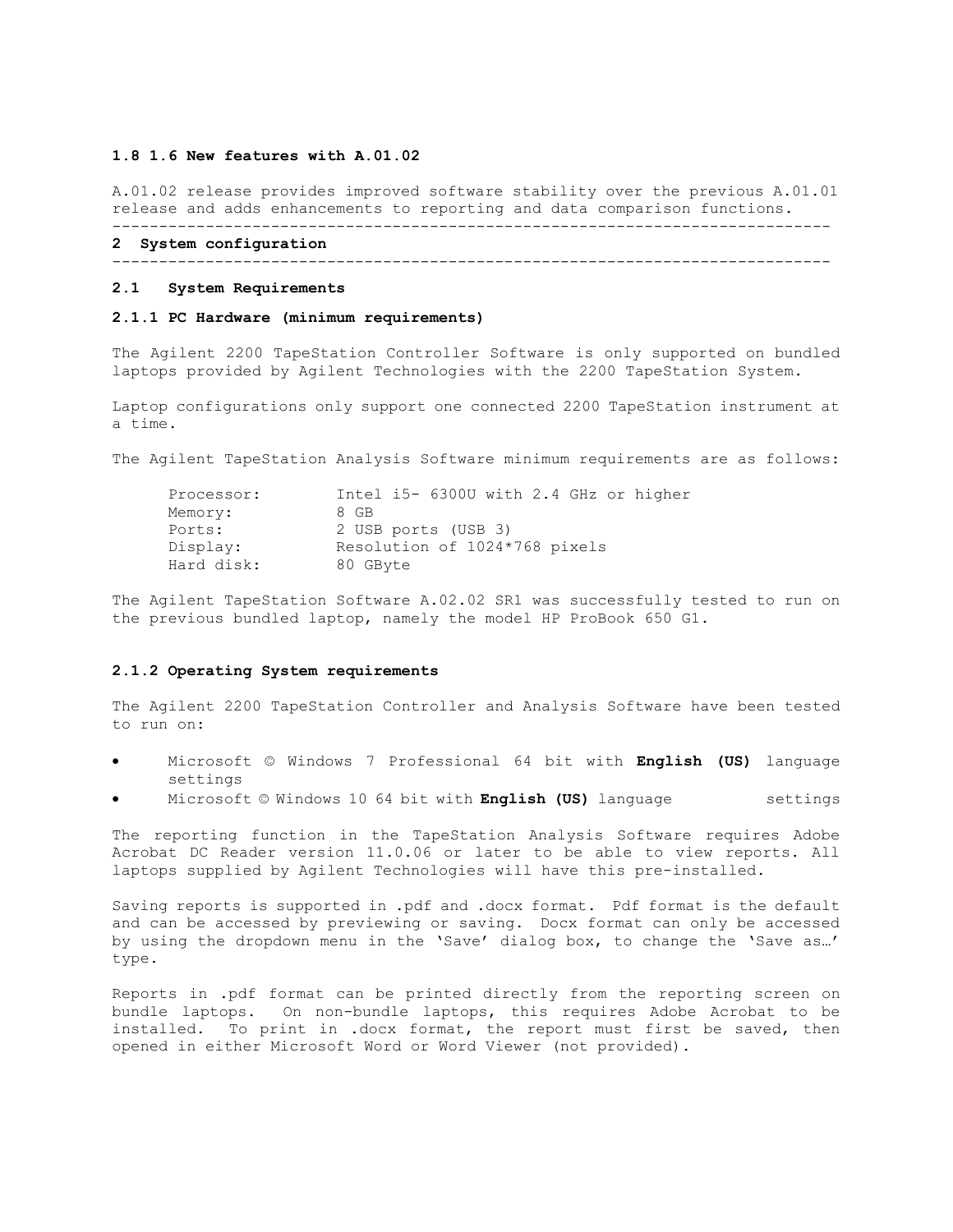### 1.8 1.6 New features with A.01.02

A.01.02 release provides improved software stability over the previous A.01.01 release and adds enhancements to reporting and data comparison functions.

---

## 2 System configuration

---

### 2.1 System Requirements

#### 2.1.1 PC Hardware (minimum requirements)

The Agilent 2200 TapeStation Controller Software is only supported on bundled laptops provided by Agilent Technologies with the 2200 TapeStation System.

Laptop configurations only support one connected 2200 TapeStation instrument at a time.

The Agilent TapeStation Analysis Software minimum requirements are as follows:

| | |
|---|---|
| Processor: | Intel i5- 6300U with 2.4 GHz or higher |
| Memory: | 8 GB |
| Ports: | 2 USB ports (USB 3) |
| Display: | Resolution of 1024*768 pixels |
| Hard disk: | 80 GByte |

The Agilent TapeStation Software A.02.02 SR1 was successfully tested to run on the previous bundled laptop, namely the model HP ProBook 650 G1.

#### 2.1.2 Operating System requirements

The Agilent 2200 TapeStation Controller and Analysis Software have been tested to run on:

- Microsoft © Windows 7 Professional 64 bit with **English (US)** language settings
- Microsoft © Windows 10 64 bit with **English (US)** language settings

The reporting function in the TapeStation Analysis Software requires Adobe Acrobat DC Reader version 11.0.06 or later to be able to view reports. All laptops supplied by Agilent Technologies will have this pre-installed.

Saving reports is supported in .pdf and .docx format. Pdf format is the default and can be accessed by previewing or saving. Docx format can only be accessed by using the dropdown menu in the 'Save' dialog box, to change the 'Save as…' type.

Reports in .pdf format can be printed directly from the reporting screen on bundle laptops. On non-bundle laptops, this requires Adobe Acrobat to be installed. To print in .docx format, the report must first be saved, then opened in either Microsoft Word or Word Viewer (not provided).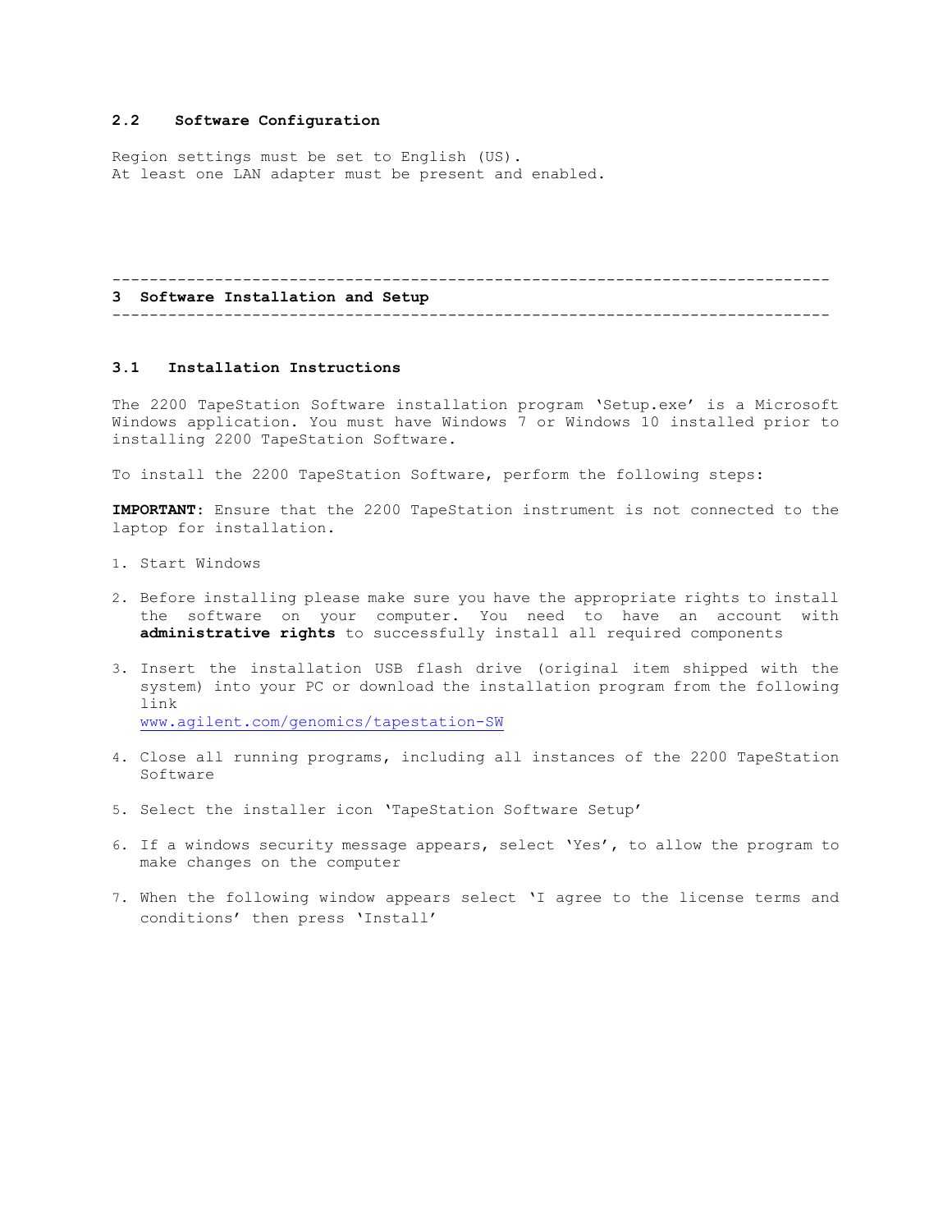### 2.2 Software Configuration

Region settings must be set to English (US).
At least one LAN adapter must be present and enabled.

---

## 3 Software Installation and Setup

---

### 3.1 Installation Instructions

The 2200 TapeStation Software installation program 'Setup.exe' is a Microsoft Windows application. You must have Windows 7 or Windows 10 installed prior to installing 2200 TapeStation Software.

To install the 2200 TapeStation Software, perform the following steps:

**IMPORTANT**: Ensure that the 2200 TapeStation instrument is not connected to the laptop for installation.

1. Start Windows
2. Before installing please make sure you have the appropriate rights to install the software on your computer. You need to have an account with **administrative rights** to successfully install all required components
3. Insert the installation USB flash drive (original item shipped with the system) into your PC or download the installation program from the following link
   www.agilent.com/genomics/tapestation-SW
4. Close all running programs, including all instances of the 2200 TapeStation Software
5. Select the installer icon 'TapeStation Software Setup'
6. If a windows security message appears, select 'Yes', to allow the program to make changes on the computer
7. When the following window appears select 'I agree to the license terms and conditions' then press 'Install'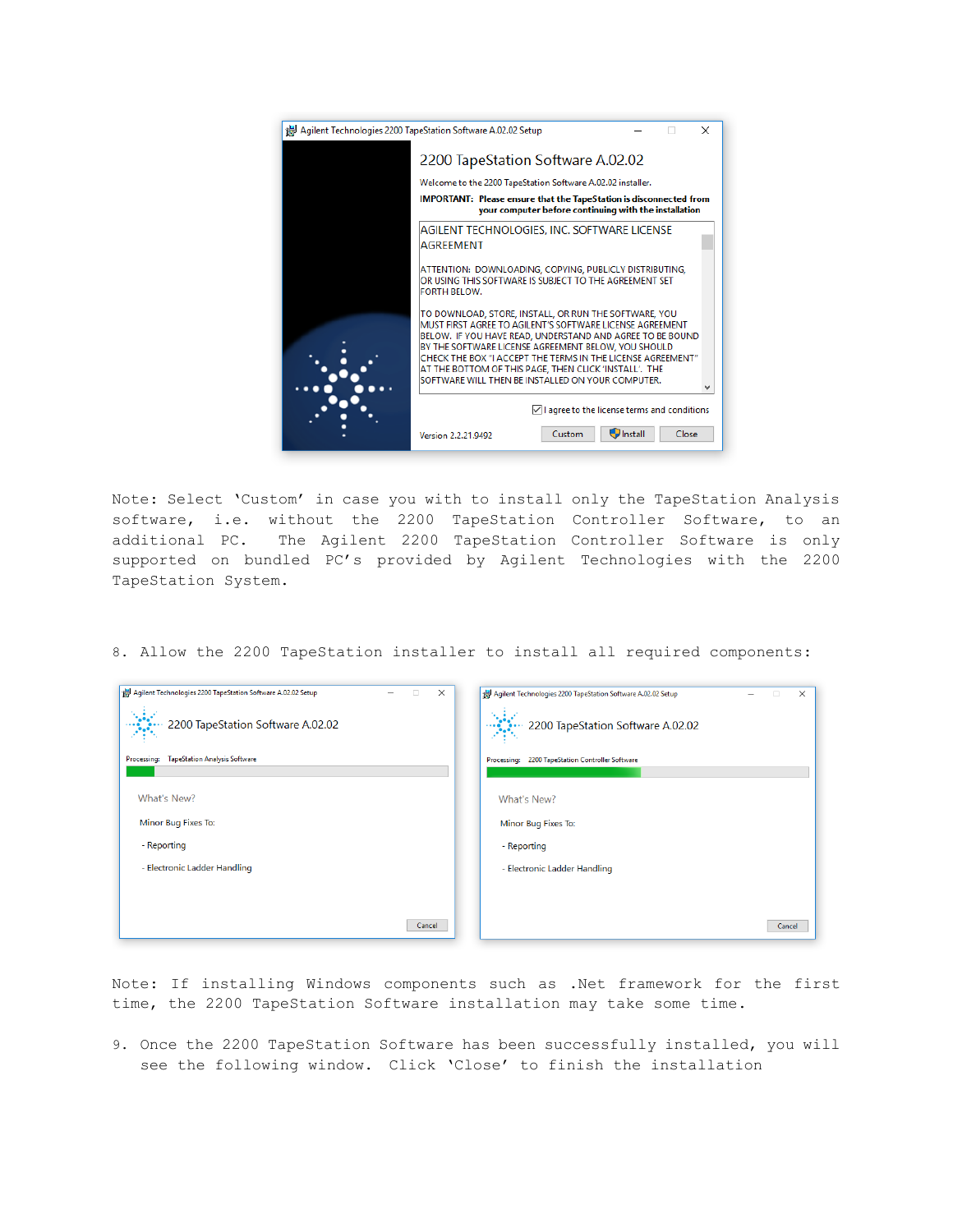Note: Select 'Custom' in case you with to install only the TapeStation Analysis software, i.e. without the 2200 TapeStation Controller Software, to an additional PC. The Agilent 2200 TapeStation Controller Software is only supported on bundled PC's provided by Agilent Technologies with the 2200 TapeStation System.

8. Allow the 2200 TapeStation installer to install all required components:

Note: If installing Windows components such as .Net framework for the first time, the 2200 TapeStation Software installation may take some time.

9. Once the 2200 TapeStation Software has been successfully installed, you will see the following window. Click 'Close' to finish the installation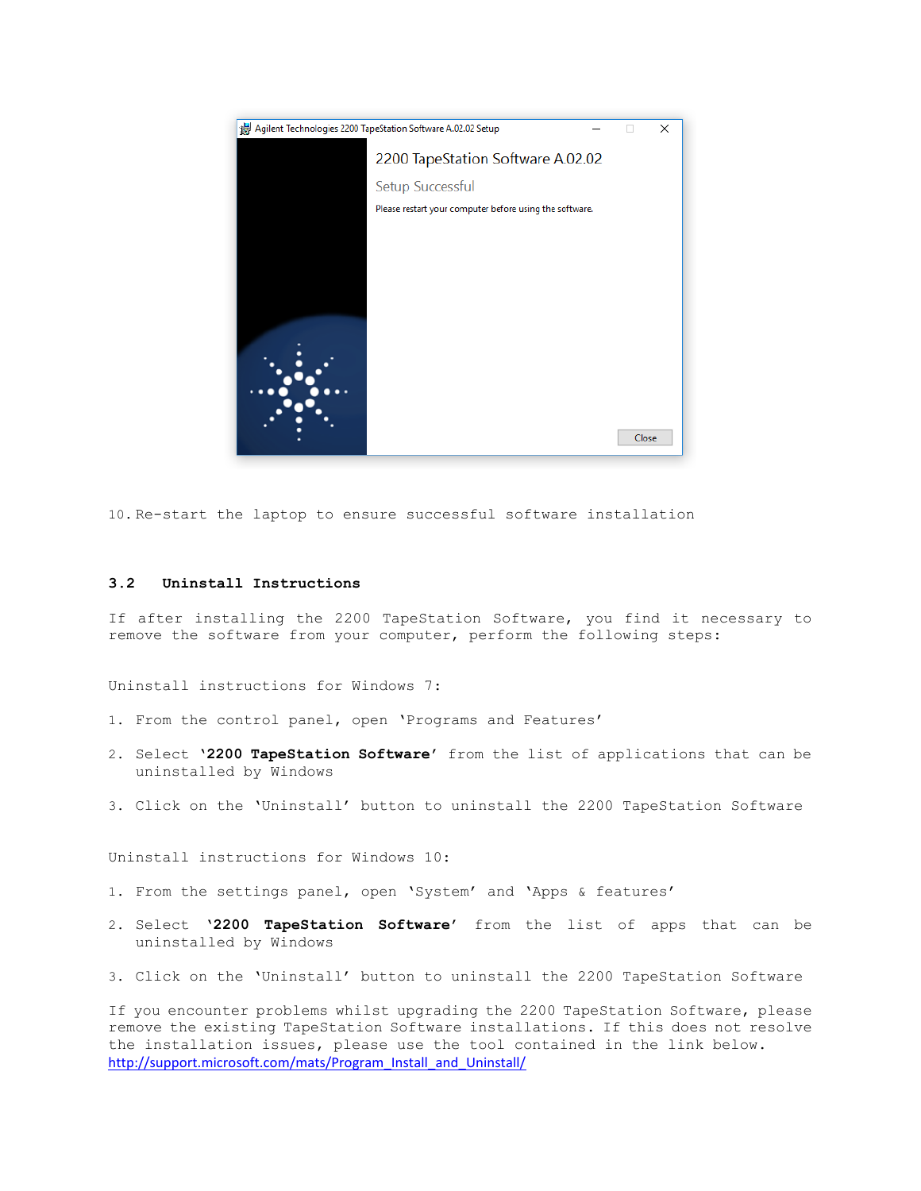10. Re-start the laptop to ensure successful software installation

### 3.2 Uninstall Instructions

If after installing the 2200 TapeStation Software, you find it necessary to remove the software from your computer, perform the following steps:

Uninstall instructions for Windows 7:

1. From the control panel, open 'Programs and Features'
2. Select **'2200 TapeStation Software'** from the list of applications that can be uninstalled by Windows
3. Click on the 'Uninstall' button to uninstall the 2200 TapeStation Software

Uninstall instructions for Windows 10:

1. From the settings panel, open 'System' and 'Apps & features'
2. Select **'2200 TapeStation Software'** from the list of apps that can be uninstalled by Windows
3. Click on the 'Uninstall' button to uninstall the 2200 TapeStation Software

If you encounter problems whilst upgrading the 2200 TapeStation Software, please remove the existing TapeStation Software installations. If this does not resolve the installation issues, please use the tool contained in the link below.
http://support.microsoft.com/mats/Program_Install_and_Uninstall/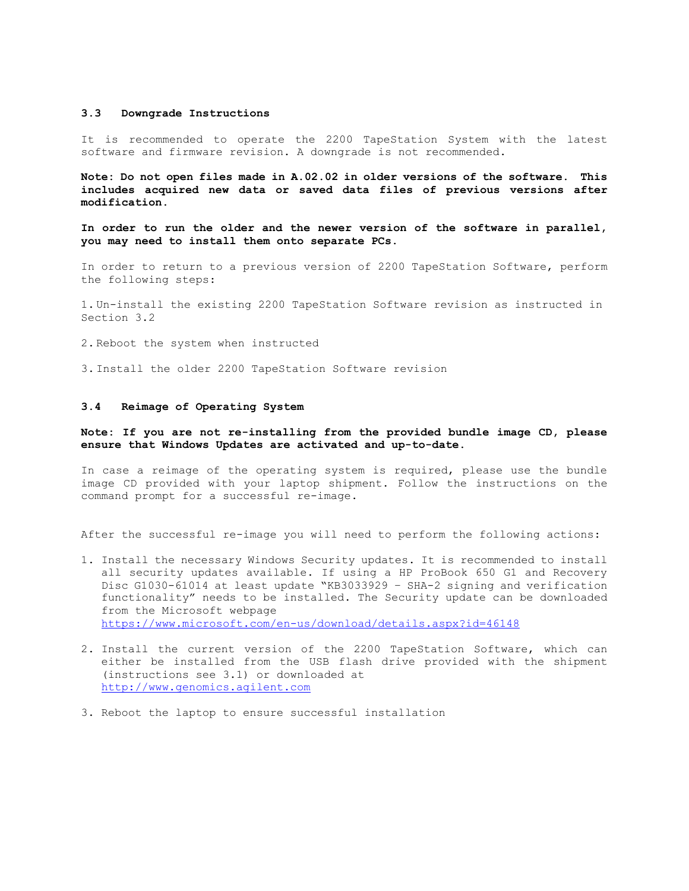### 3.3 Downgrade Instructions

It is recommended to operate the 2200 TapeStation System with the latest software and firmware revision. A downgrade is not recommended.

**Note: Do not open files made in A.02.02 in older versions of the software. This includes acquired new data or saved data files of previous versions after modification.**

**In order to run the older and the newer version of the software in parallel, you may need to install them onto separate PCs.**

In order to return to a previous version of 2200 TapeStation Software, perform the following steps:

1. Un-install the existing 2200 TapeStation Software revision as instructed in Section 3.2
2. Reboot the system when instructed
3. Install the older 2200 TapeStation Software revision

### 3.4 Reimage of Operating System

**Note: If you are not re-installing from the provided bundle image CD, please ensure that Windows Updates are activated and up-to-date.**

In case a reimage of the operating system is required, please use the bundle image CD provided with your laptop shipment. Follow the instructions on the command prompt for a successful re-image.

After the successful re-image you will need to perform the following actions:

1. Install the necessary Windows Security updates. It is recommended to install all security updates available. If using a HP ProBook 650 G1 and Recovery Disc G1030-61014 at least update "KB3033929 – SHA-2 signing and verification functionality" needs to be installed. The Security update can be downloaded from the Microsoft webpage https://www.microsoft.com/en-us/download/details.aspx?id=46148
2. Install the current version of the 2200 TapeStation Software, which can either be installed from the USB flash drive provided with the shipment (instructions see 3.1) or downloaded at http://www.genomics.agilent.com
3. Reboot the laptop to ensure successful installation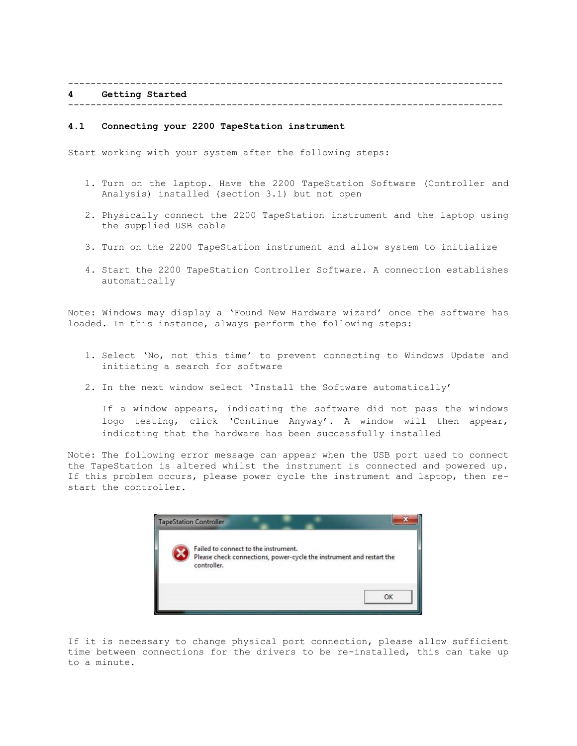# 4 Getting Started

## 4.1 Connecting your 2200 TapeStation instrument

Start working with your system after the following steps:

1. Turn on the laptop. Have the 2200 TapeStation Software (Controller and Analysis) installed (section 3.1) but not open
2. Physically connect the 2200 TapeStation instrument and the laptop using the supplied USB cable
3. Turn on the 2200 TapeStation instrument and allow system to initialize
4. Start the 2200 TapeStation Controller Software. A connection establishes automatically

Note: Windows may display a 'Found New Hardware wizard' once the software has loaded. In this instance, always perform the following steps:

1. Select 'No, not this time' to prevent connecting to Windows Update and initiating a search for software
2. In the next window select 'Install the Software automatically'

   If a window appears, indicating the software did not pass the windows logo testing, click 'Continue Anyway'. A window will then appear, indicating that the hardware has been successfully installed

Note: The following error message can appear when the USB port used to connect the TapeStation is altered whilst the instrument is connected and powered up. If this problem occurs, please power cycle the instrument and laptop, then re-start the controller.

TapeStation Controller

Failed to connect to the instrument.
Please check connections, power-cycle the instrument and restart the controller.

OK

If it is necessary to change physical port connection, please allow sufficient time between connections for the drivers to be re-installed, this can take up to a minute.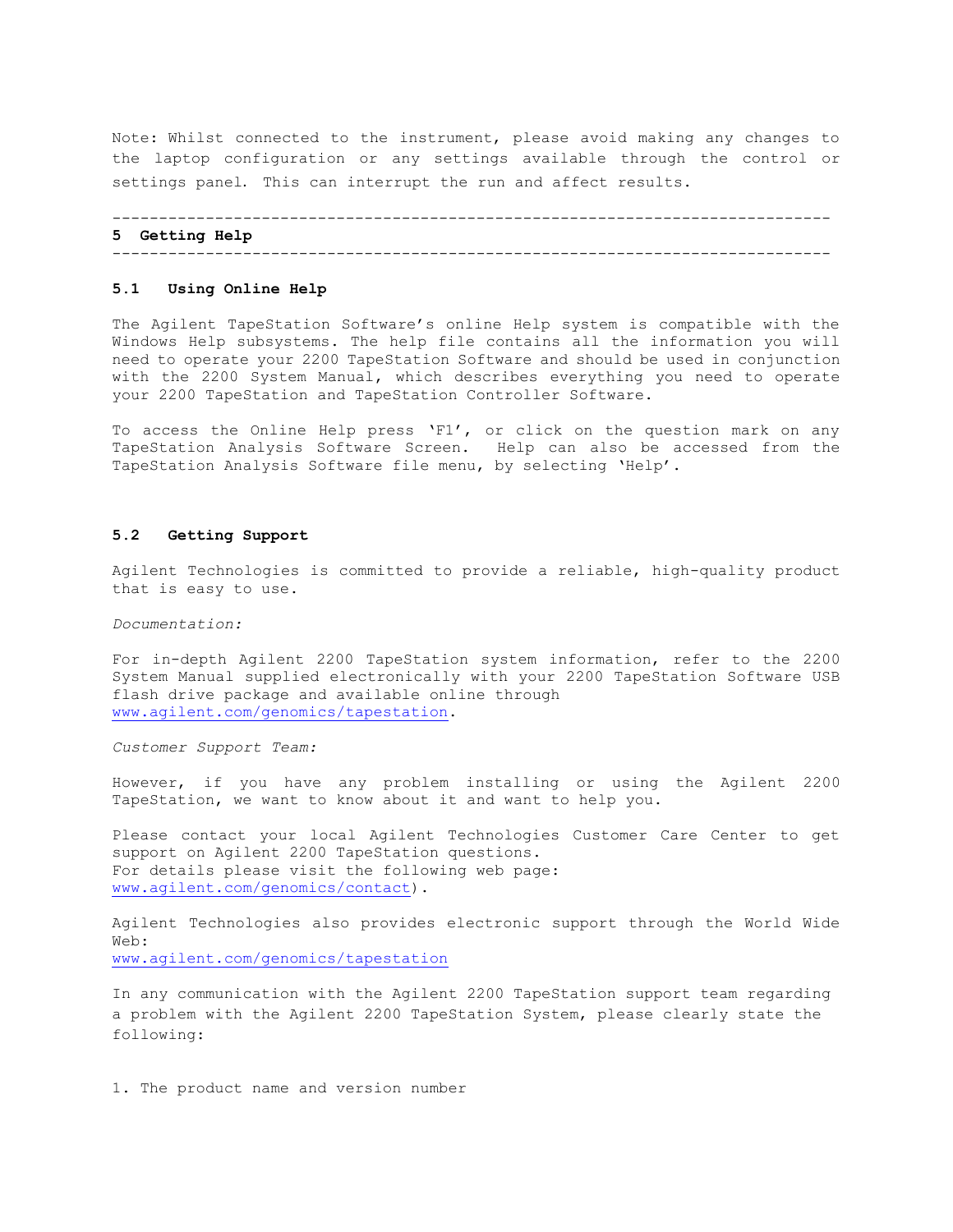Note: Whilst connected to the instrument, please avoid making any changes to the laptop configuration or any settings available through the control or settings panel. This can interrupt the run and affect results.

---

## 5 Getting Help

---

### 5.1 Using Online Help

The Agilent TapeStation Software's online Help system is compatible with the Windows Help subsystems. The help file contains all the information you will need to operate your 2200 TapeStation Software and should be used in conjunction with the 2200 System Manual, which describes everything you need to operate your 2200 TapeStation and TapeStation Controller Software.

To access the Online Help press 'F1', or click on the question mark on any TapeStation Analysis Software Screen. Help can also be accessed from the TapeStation Analysis Software file menu, by selecting 'Help'.

### 5.2 Getting Support

Agilent Technologies is committed to provide a reliable, high-quality product that is easy to use.

*Documentation:*

For in-depth Agilent 2200 TapeStation system information, refer to the 2200 System Manual supplied electronically with your 2200 TapeStation Software USB flash drive package and available online through www.agilent.com/genomics/tapestation.

*Customer Support Team:*

However, if you have any problem installing or using the Agilent 2200 TapeStation, we want to know about it and want to help you.

Please contact your local Agilent Technologies Customer Care Center to get support on Agilent 2200 TapeStation questions.
For details please visit the following web page:
www.agilent.com/genomics/contact).

Agilent Technologies also provides electronic support through the World Wide Web:
www.agilent.com/genomics/tapestation

In any communication with the Agilent 2200 TapeStation support team regarding a problem with the Agilent 2200 TapeStation System, please clearly state the following:

1. The product name and version number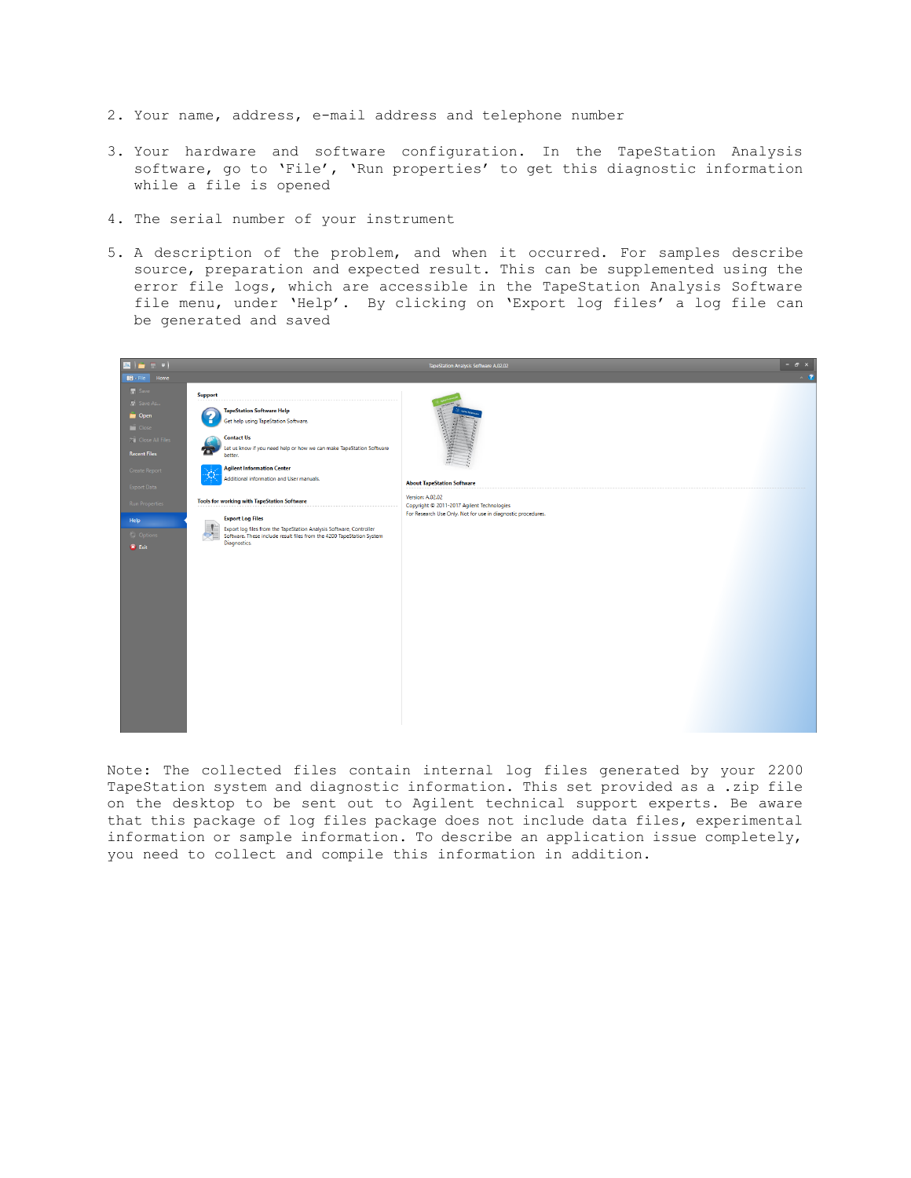2. Your name, address, e-mail address and telephone number

3. Your hardware and software configuration. In the TapeStation Analysis software, go to 'File', 'Run properties' to get this diagnostic information while a file is opened

4. The serial number of your instrument

5. A description of the problem, and when it occurred. For samples describe source, preparation and expected result. This can be supplemented using the error file logs, which are accessible in the TapeStation Analysis Software file menu, under 'Help'. By clicking on 'Export log files' a log file can be generated and saved

Note: The collected files contain internal log files generated by your 2200 TapeStation system and diagnostic information. This set provided as a .zip file on the desktop to be sent out to Agilent technical support experts. Be aware that this package of log files package does not include data files, experimental information or sample information. To describe an application issue completely, you need to collect and compile this information in addition.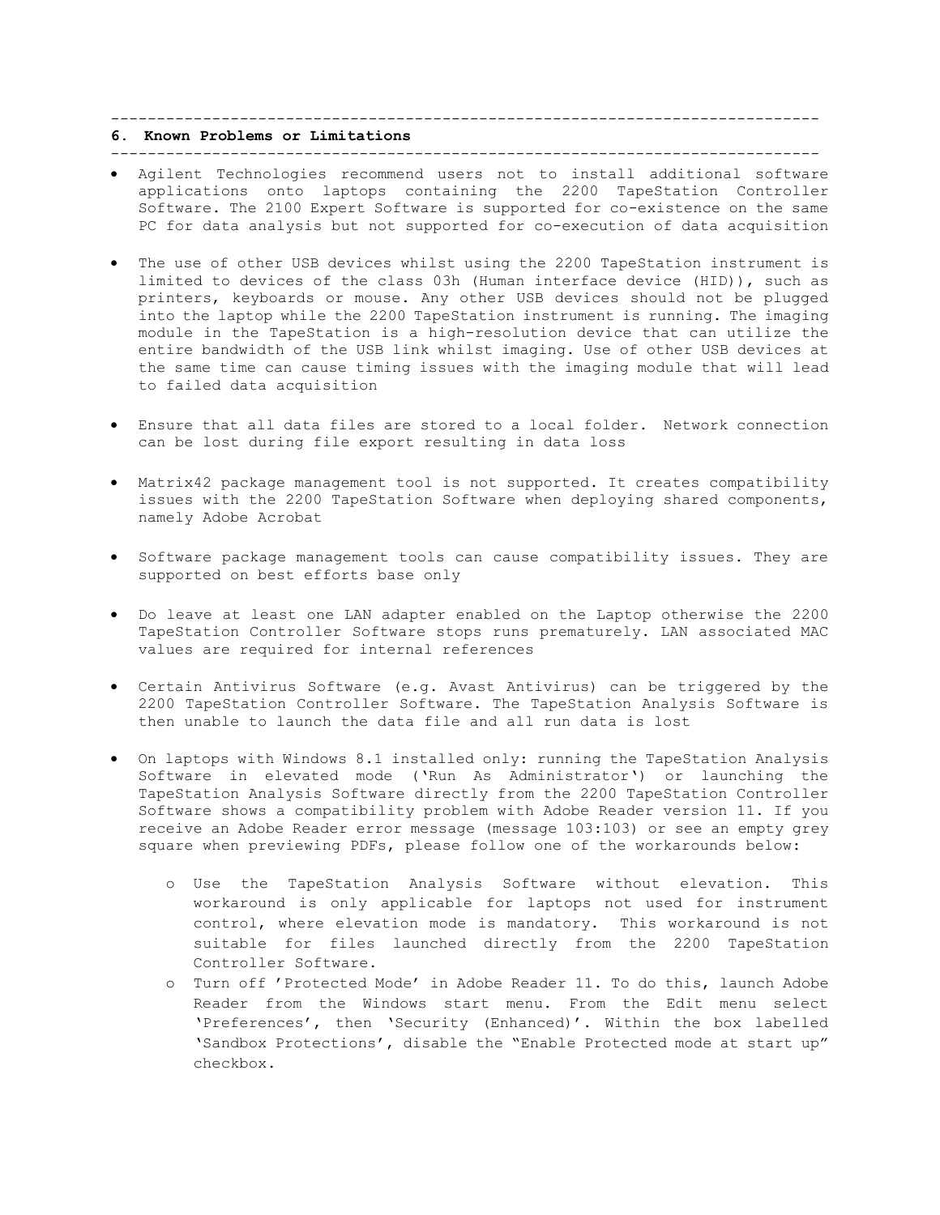## 6. Known Problems or Limitations

- Agilent Technologies recommend users not to install additional software applications onto laptops containing the 2200 TapeStation Controller Software. The 2100 Expert Software is supported for co-existence on the same PC for data analysis but not supported for co-execution of data acquisition

- The use of other USB devices whilst using the 2200 TapeStation instrument is limited to devices of the class 03h (Human interface device (HID)), such as printers, keyboards or mouse. Any other USB devices should not be plugged into the laptop while the 2200 TapeStation instrument is running. The imaging module in the TapeStation is a high-resolution device that can utilize the entire bandwidth of the USB link whilst imaging. Use of other USB devices at the same time can cause timing issues with the imaging module that will lead to failed data acquisition

- Ensure that all data files are stored to a local folder. Network connection can be lost during file export resulting in data loss

- Matrix42 package management tool is not supported. It creates compatibility issues with the 2200 TapeStation Software when deploying shared components, namely Adobe Acrobat

- Software package management tools can cause compatibility issues. They are supported on best efforts base only

- Do leave at least one LAN adapter enabled on the Laptop otherwise the 2200 TapeStation Controller Software stops runs prematurely. LAN associated MAC values are required for internal references

- Certain Antivirus Software (e.g. Avast Antivirus) can be triggered by the 2200 TapeStation Controller Software. The TapeStation Analysis Software is then unable to launch the data file and all run data is lost

- On laptops with Windows 8.1 installed only: running the TapeStation Analysis Software in elevated mode ('Run As Administrator') or launching the TapeStation Analysis Software directly from the 2200 TapeStation Controller Software shows a compatibility problem with Adobe Reader version 11. If you receive an Adobe Reader error message (message 103:103) or see an empty grey square when previewing PDFs, please follow one of the workarounds below:
    - Use the TapeStation Analysis Software without elevation. This workaround is only applicable for laptops not used for instrument control, where elevation mode is mandatory. This workaround is not suitable for files launched directly from the 2200 TapeStation Controller Software.
    - Turn off 'Protected Mode' in Adobe Reader 11. To do this, launch Adobe Reader from the Windows start menu. From the Edit menu select 'Preferences', then 'Security (Enhanced)'. Within the box labelled 'Sandbox Protections', disable the "Enable Protected mode at start up" checkbox.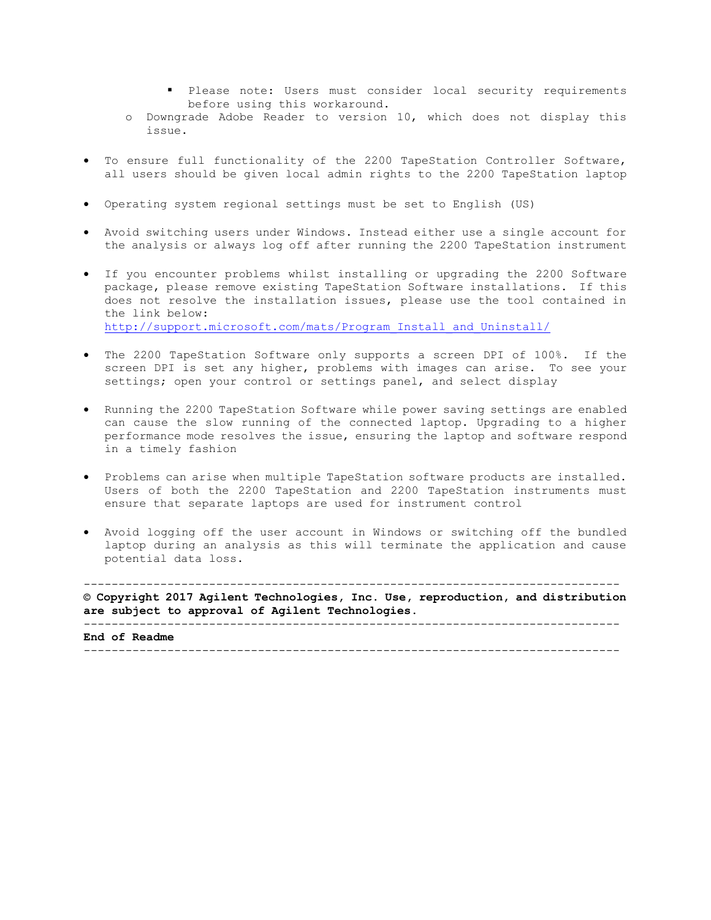- Please note: Users must consider local security requirements before using this workaround.
  - Downgrade Adobe Reader to version 10, which does not display this issue.

- To ensure full functionality of the 2200 TapeStation Controller Software, all users should be given local admin rights to the 2200 TapeStation laptop

- Operating system regional settings must be set to English (US)

- Avoid switching users under Windows. Instead either use a single account for the analysis or always log off after running the 2200 TapeStation instrument

- If you encounter problems whilst installing or upgrading the 2200 Software package, please remove existing TapeStation Software installations. If this does not resolve the installation issues, please use the tool contained in the link below:
  http://support.microsoft.com/mats/Program_Install_and_Uninstall/

- The 2200 TapeStation Software only supports a screen DPI of 100%. If the screen DPI is set any higher, problems with images can arise. To see your settings; open your control or settings panel, and select display

- Running the 2200 TapeStation Software while power saving settings are enabled can cause the slow running of the connected laptop. Upgrading to a higher performance mode resolves the issue, ensuring the laptop and software respond in a timely fashion

- Problems can arise when multiple TapeStation software products are installed. Users of both the 2200 TapeStation and 2200 TapeStation instruments must ensure that separate laptops are used for instrument control

- Avoid logging off the user account in Windows or switching off the bundled laptop during an analysis as this will terminate the application and cause potential data loss.

---

**© Copyright 2017 Agilent Technologies, Inc. Use, reproduction, and distribution are subject to approval of Agilent Technologies.**

---

**End of Readme**

---